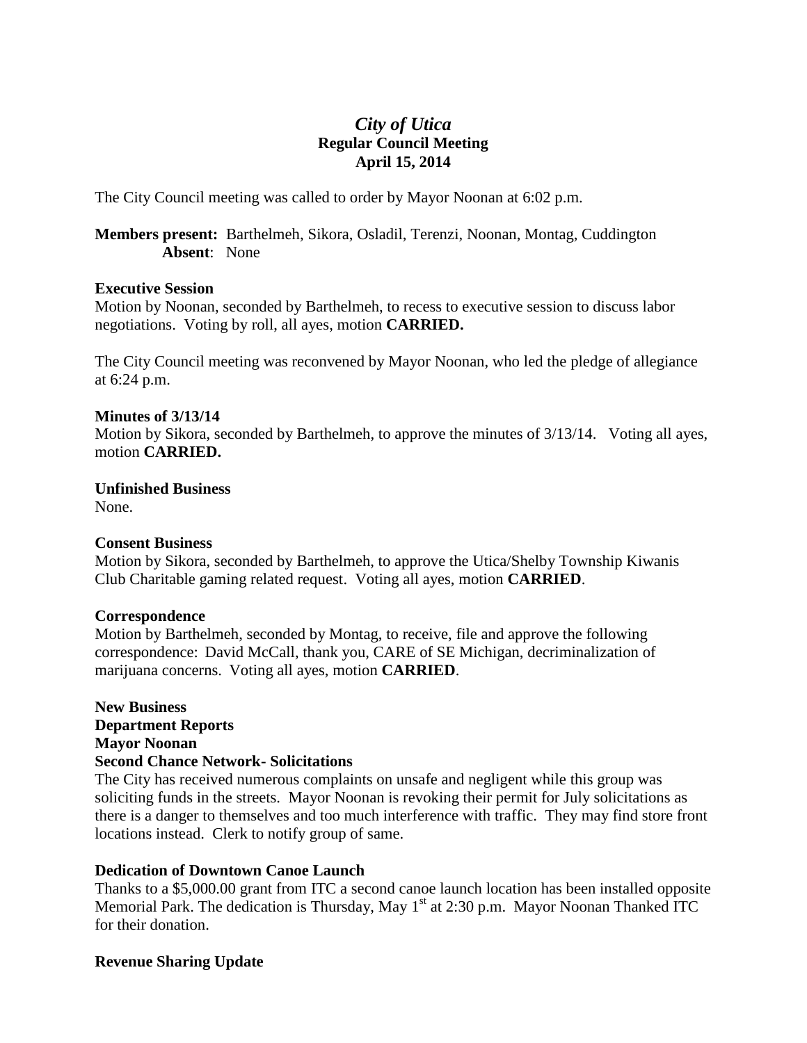# *City of Utica*

## Regular Council Meeting

## April 15, 2014

The City Council meeting was called to order by Mayor Noonan at 6:02 p.m.

**Members present:** Barthelmeh, Sikora, Osladil, Terenzi, Noonan, Montag, Cuddington
**Absent**: None

**Executive Session**
Motion by Noonan, seconded by Barthelmeh, to recess to executive session to discuss labor negotiations. Voting by roll, all ayes, motion **CARRIED.**

The City Council meeting was reconvened by Mayor Noonan, who led the pledge of allegiance at 6:24 p.m.

**Minutes of 3/13/14**
Motion by Sikora, seconded by Barthelmeh, to approve the minutes of 3/13/14. Voting all ayes, motion **CARRIED.**

**Unfinished Business**
None.

**Consent Business**
Motion by Sikora, seconded by Barthelmeh, to approve the Utica/Shelby Township Kiwanis Club Charitable gaming related request. Voting all ayes, motion **CARRIED**.

**Correspondence**
Motion by Barthelmeh, seconded by Montag, to receive, file and approve the following correspondence: David McCall, thank you, CARE of SE Michigan, decriminalization of marijuana concerns. Voting all ayes, motion **CARRIED**.

**New Business**
**Department Reports**
**Mayor Noonan**
**Second Chance Network- Solicitations**
The City has received numerous complaints on unsafe and negligent while this group was soliciting funds in the streets. Mayor Noonan is revoking their permit for July solicitations as there is a danger to themselves and too much interference with traffic. They may find store front locations instead. Clerk to notify group of same.

**Dedication of Downtown Canoe Launch**
Thanks to a $5,000.00 grant from ITC a second canoe launch location has been installed opposite Memorial Park. The dedication is Thursday, May 1st at 2:30 p.m. Mayor Noonan Thanked ITC for their donation.

**Revenue Sharing Update**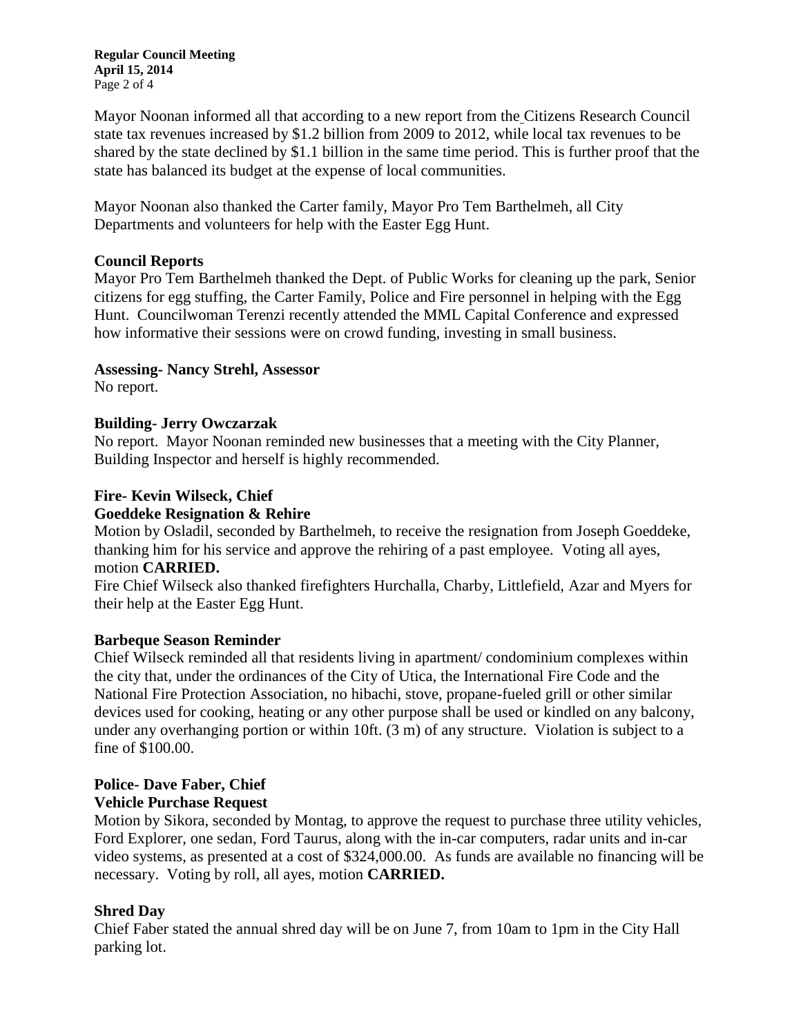Mayor Noonan informed all that according to a new report from the Citizens Research Council state tax revenues increased by $1.2 billion from 2009 to 2012, while local tax revenues to be shared by the state declined by $1.1 billion in the same time period. This is further proof that the state has balanced its budget at the expense of local communities.

Mayor Noonan also thanked the Carter family, Mayor Pro Tem Barthelmeh, all City Departments and volunteers for help with the Easter Egg Hunt.

**Council Reports**

Mayor Pro Tem Barthelmeh thanked the Dept. of Public Works for cleaning up the park, Senior citizens for egg stuffing, the Carter Family, Police and Fire personnel in helping with the Egg Hunt. Councilwoman Terenzi recently attended the MML Capital Conference and expressed how informative their sessions were on crowd funding, investing in small business.

**Assessing- Nancy Strehl, Assessor**

No report.

**Building- Jerry Owczarzak**

No report. Mayor Noonan reminded new businesses that a meeting with the City Planner, Building Inspector and herself is highly recommended.

**Fire- Kevin Wilseck, Chief**

**Goeddeke Resignation & Rehire**

Motion by Osladil, seconded by Barthelmeh, to receive the resignation from Joseph Goeddeke, thanking him for his service and approve the rehiring of a past employee. Voting all ayes, motion **CARRIED.**

Fire Chief Wilseck also thanked firefighters Hurchalla, Charby, Littlefield, Azar and Myers for their help at the Easter Egg Hunt.

**Barbeque Season Reminder**

Chief Wilseck reminded all that residents living in apartment/ condominium complexes within the city that, under the ordinances of the City of Utica, the International Fire Code and the National Fire Protection Association, no hibachi, stove, propane-fueled grill or other similar devices used for cooking, heating or any other purpose shall be used or kindled on any balcony, under any overhanging portion or within 10ft. (3 m) of any structure. Violation is subject to a fine of $100.00.

**Police- Dave Faber, Chief**

**Vehicle Purchase Request**

Motion by Sikora, seconded by Montag, to approve the request to purchase three utility vehicles, Ford Explorer, one sedan, Ford Taurus, along with the in-car computers, radar units and in-car video systems, as presented at a cost of $324,000.00. As funds are available no financing will be necessary. Voting by roll, all ayes, motion **CARRIED.**

**Shred Day**

Chief Faber stated the annual shred day will be on June 7, from 10am to 1pm in the City Hall parking lot.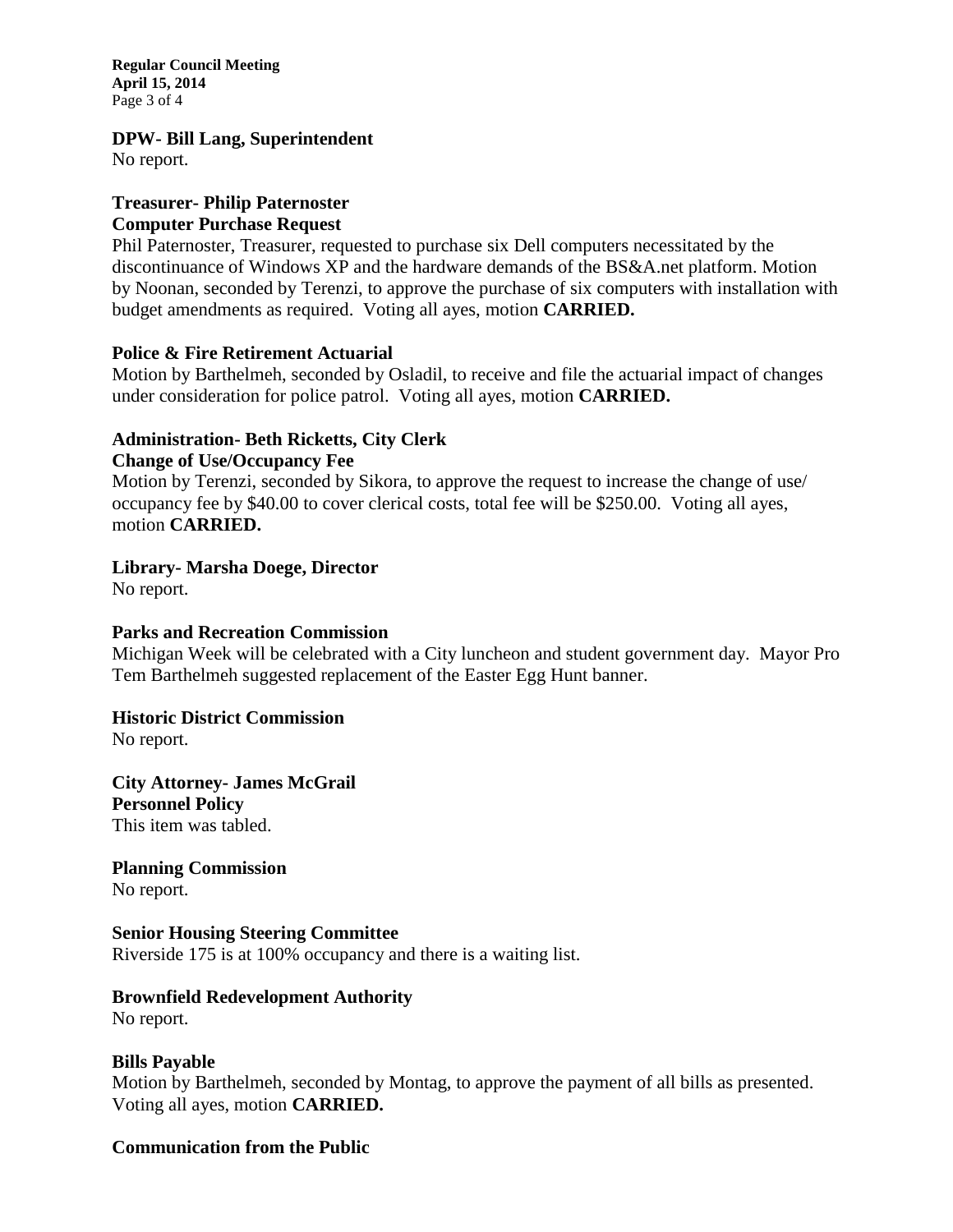**DPW- Bill Lang, Superintendent**
No report.

**Treasurer- Philip Paternoster**
**Computer Purchase Request**
Phil Paternoster, Treasurer, requested to purchase six Dell computers necessitated by the discontinuance of Windows XP and the hardware demands of the BS&A.net platform. Motion by Noonan, seconded by Terenzi, to approve the purchase of six computers with installation with budget amendments as required. Voting all ayes, motion **CARRIED.**

**Police & Fire Retirement Actuarial**
Motion by Barthelmeh, seconded by Osladil, to receive and file the actuarial impact of changes under consideration for police patrol. Voting all ayes, motion **CARRIED.**

**Administration- Beth Ricketts, City Clerk**
**Change of Use/Occupancy Fee**
Motion by Terenzi, seconded by Sikora, to approve the request to increase the change of use/ occupancy fee by $40.00 to cover clerical costs, total fee will be $250.00. Voting all ayes, motion **CARRIED.**

**Library- Marsha Doege, Director**
No report.

**Parks and Recreation Commission**
Michigan Week will be celebrated with a City luncheon and student government day. Mayor Pro Tem Barthelmeh suggested replacement of the Easter Egg Hunt banner.

**Historic District Commission**
No report.

**City Attorney- James McGrail**
**Personnel Policy**
This item was tabled.

**Planning Commission**
No report.

**Senior Housing Steering Committee**
Riverside 175 is at 100% occupancy and there is a waiting list.

**Brownfield Redevelopment Authority**
No report.

**Bills Payable**
Motion by Barthelmeh, seconded by Montag, to approve the payment of all bills as presented. Voting all ayes, motion **CARRIED.**

**Communication from the Public**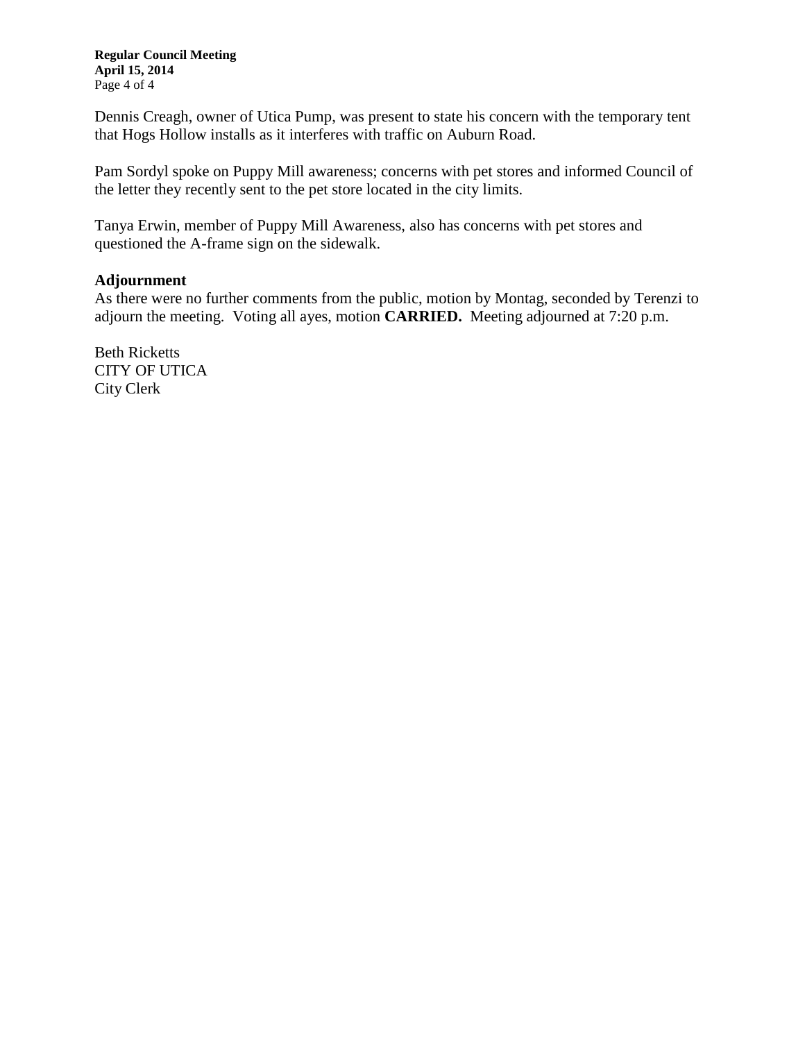Dennis Creagh, owner of Utica Pump, was present to state his concern with the temporary tent that Hogs Hollow installs as it interferes with traffic on Auburn Road.

Pam Sordyl spoke on Puppy Mill awareness; concerns with pet stores and informed Council of the letter they recently sent to the pet store located in the city limits.

Tanya Erwin, member of Puppy Mill Awareness, also has concerns with pet stores and questioned the A-frame sign on the sidewalk.

## Adjournment

As there were no further comments from the public, motion by Montag, seconded by Terenzi to adjourn the meeting. Voting all ayes, motion **CARRIED.** Meeting adjourned at 7:20 p.m.

Beth Ricketts
CITY OF UTICA
City Clerk